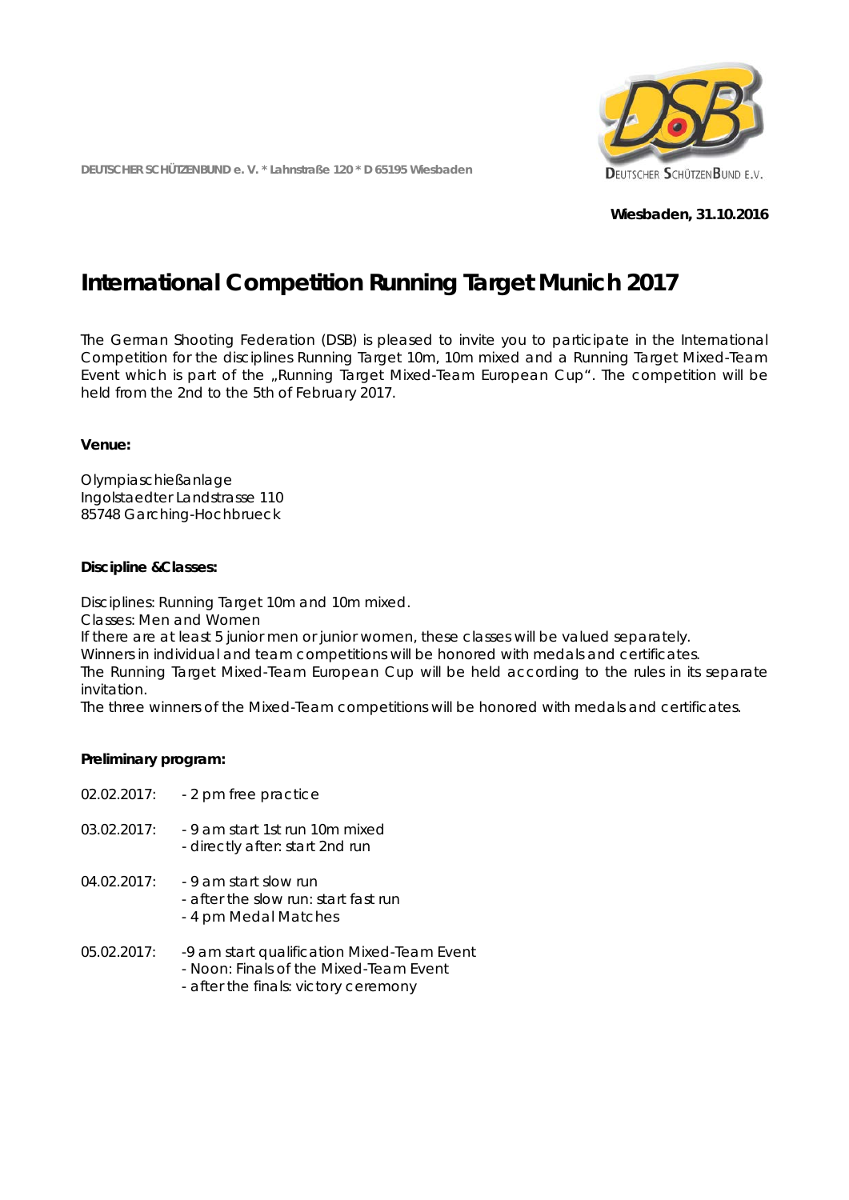DEUTSCHER SCHÜTZENBUND e. V. * Lahnstraße 120 * D 65195 Wiesbaden

**Wiesbaden, 31.10.2016**

# International Competition Running Target Munich 2017

The German Shooting Federation (DSB) is pleased to invite you to participate in the International Competition for the disciplines Running Target 10m, 10m mixed and a Running Target Mixed-Team Event which is part of the „Running Target Mixed-Team European Cup". The competition will be held from the 2nd to the 5th of February 2017.

**Venue:**

Olympiaschießanlage
Ingolstaedter Landstrasse 110
85748 Garching-Hochbrueck

**Discipline &Classes:**

Disciplines: Running Target 10m and 10m mixed.
Classes: Men and Women
If there are at least 5 junior men or junior women, these classes will be valued separately.
Winners in individual and team competitions will be honored with medals and certificates.
The Running Target Mixed-Team European Cup will be held according to the rules in its separate invitation.
The three winners of the Mixed-Team competitions will be honored with medals and certificates.

**Preliminary program:**

02.02.2017: - 2 pm free practice

03.02.2017: - 9 am start 1st run 10m mixed
- directly after: start 2nd run

04.02.2017: - 9 am start slow run
- after the slow run: start fast run
- 4 pm Medal Matches

05.02.2017: -9 am start qualification Mixed-Team Event
- Noon: Finals of the Mixed-Team Event
- after the finals: victory ceremony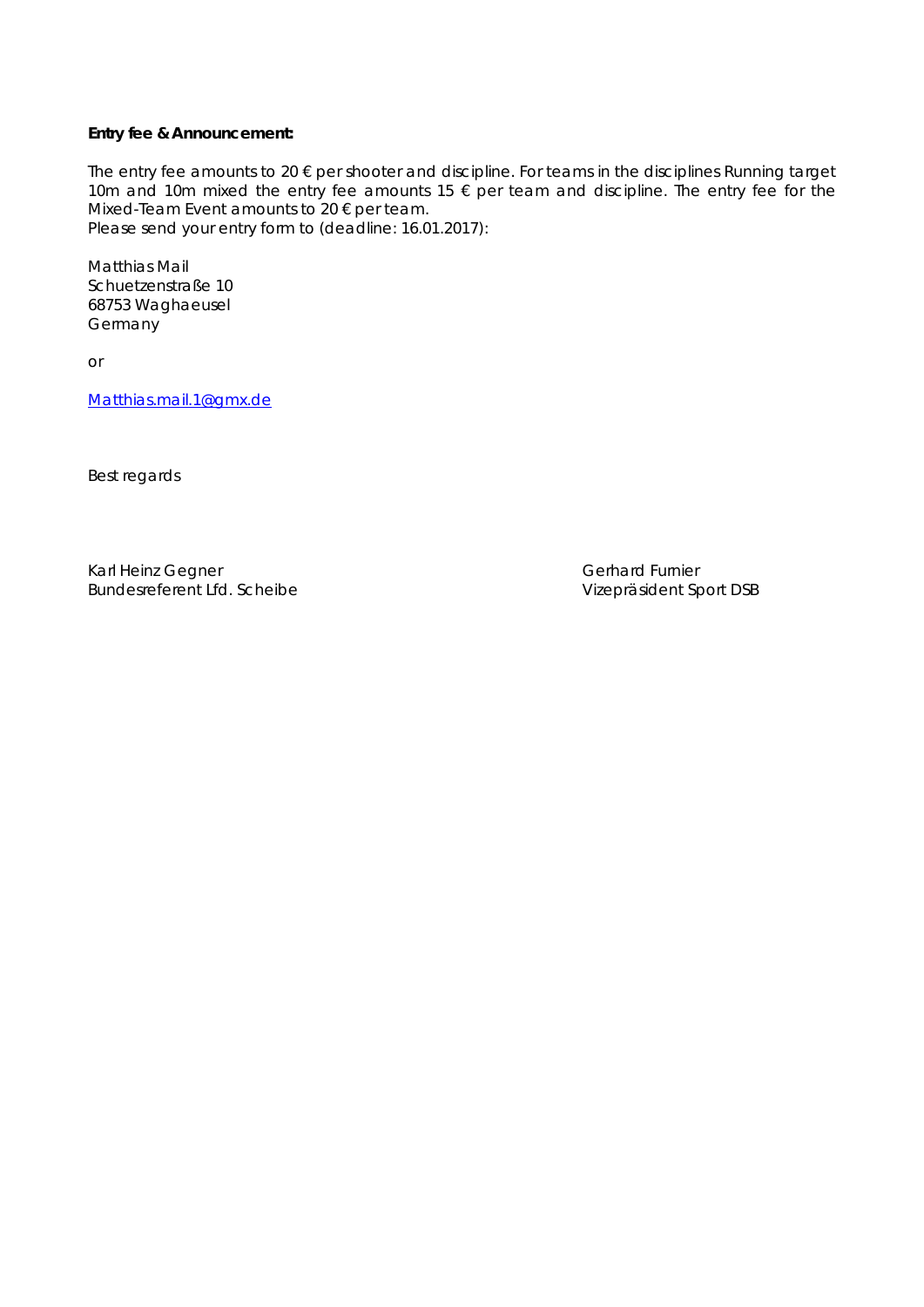**Entry fee & Announcement:**

The entry fee amounts to 20 € per shooter and discipline. For teams in the disciplines Running target 10m and 10m mixed the entry fee amounts 15 € per team and discipline. The entry fee for the Mixed-Team Event amounts to 20 € per team.
Please send your entry form to (deadline: 16.01.2017):

Matthias Mail
Schuetzenstraße 10
68753 Waghaeusel
Germany

or

Matthias.mail.1@gmx.de

Best regards

Karl Heinz Gegner
Bundesreferent Lfd. Scheibe

Gerhard Furnier
Vizepräsident Sport DSB